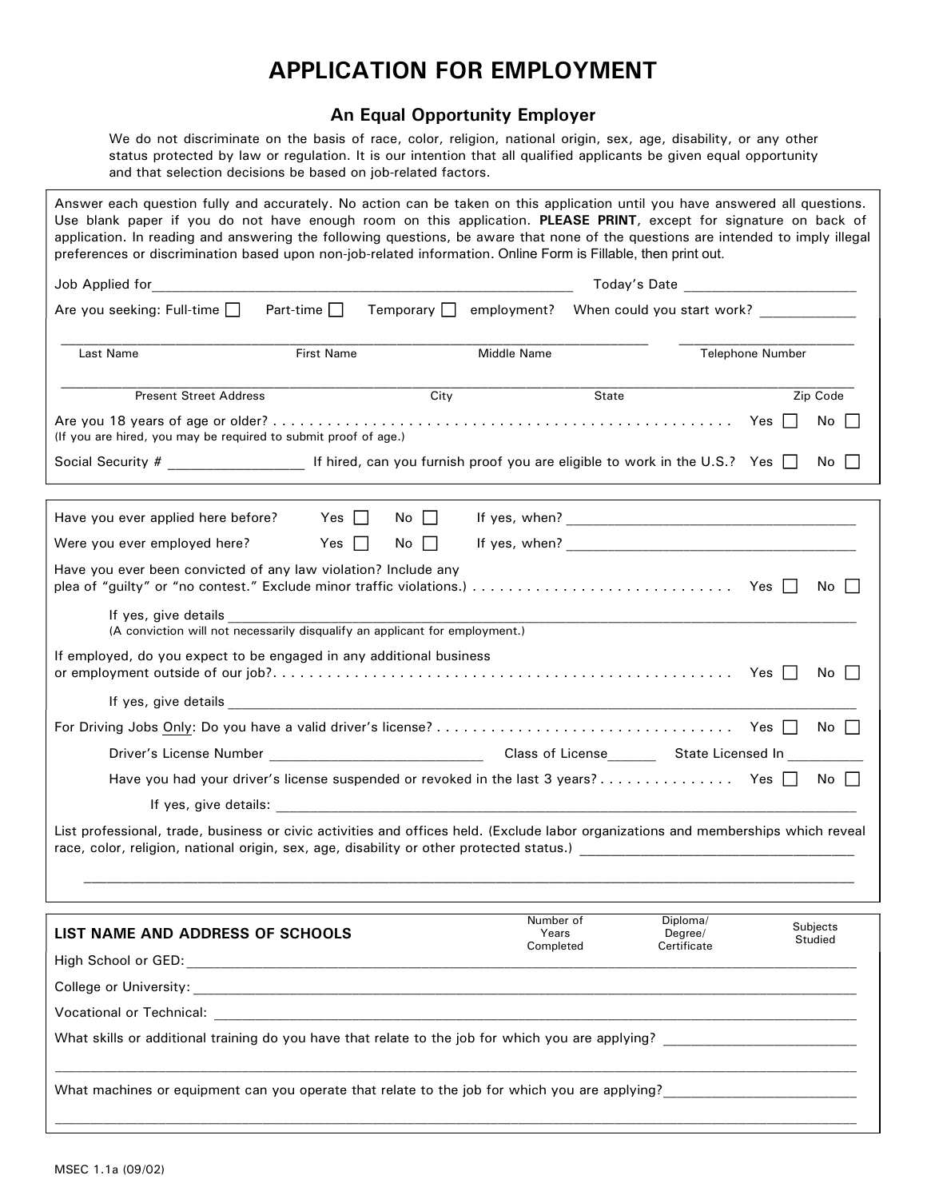# APPLICATION FOR EMPLOYMENT

## An Equal Opportunity Employer

We do not discriminate on the basis of race, color, religion, national origin, sex, age, disability, or any other status protected by law or regulation. It is our intention that all qualified applicants be given equal opportunity and that selection decisions be based on job-related factors.

Answer each question fully and accurately. No action can be taken on this application until you have answered all questions. Use blank paper if you do not have enough room on this application. **PLEASE PRINT**, except for signature on back of application. In reading and answering the following questions, be aware that none of the questions are intended to imply illegal preferences or discrimination based upon non-job-related information. Online Form is Fillable, then print out.

Job Applied for\_\_\_\_\_\_\_\_\_\_\_\_\_\_\_\_\_\_\_\_\_\_\_\_\_\_\_\_\_\_\_\_\_\_\_\_\_\_\_\_ Today's Date \_\_\_\_\_\_\_\_\_\_\_\_\_\_\_\_\_\_\_\_

Are you seeking: Full-time ☐ Part-time ☐ Temporary ☐ employment? When could you start work? \_\_\_\_\_\_\_\_\_\_\_\_

\_\_\_\_\_\_\_\_\_\_\_\_\_\_\_\_\_\_\_\_\_\_\_\_\_\_\_\_\_\_\_\_\_\_\_\_\_\_\_\_\_\_\_\_\_\_\_\_\_\_\_\_\_\_\_\_\_\_\_\_\_\_\_\_\_\_\_\_\_\_\_\_\_\_\_\_

Last Name | First Name | Middle Name | Telephone Number

\_\_\_\_\_\_\_\_\_\_\_\_\_\_\_\_\_\_\_\_\_\_\_\_\_\_\_\_\_\_\_\_\_\_\_\_\_\_\_\_\_\_\_\_\_\_\_\_\_\_\_\_\_\_\_\_\_\_\_\_\_\_\_\_\_\_\_\_\_\_\_\_\_\_\_\_

Present Street Address | City | State | Zip Code

Are you 18 years of age or older? . . . . . . . . . . . . . . . . . . . . . . . . . . . . . . . . . . . . . . . . . . . . . . . . . Yes ☐ No ☐
(If you are hired, you may be required to submit proof of age.)

Social Security # \_\_\_\_\_\_\_\_\_\_\_\_\_\_\_\_ If hired, can you furnish proof you are eligible to work in the U.S.? Yes ☐ No ☐

---

Have you ever applied here before? Yes ☐ No ☐ If yes, when? \_\_\_\_\_\_\_\_\_\_\_\_\_\_\_\_\_\_\_\_\_\_\_\_\_\_\_\_\_\_\_\_\_\_

Were you ever employed here? Yes ☐ No ☐ If yes, when? \_\_\_\_\_\_\_\_\_\_\_\_\_\_\_\_\_\_\_\_\_\_\_\_\_\_\_\_\_\_\_\_\_\_

Have you ever been convicted of any law violation? Include any plea of "guilty" or "no contest." Exclude minor traffic violations.) . . . . . . . . . . . . . . . . . . . . . . . . . . . . Yes ☐ No ☐

If yes, give details \_\_\_\_\_\_\_\_\_\_\_\_\_\_\_\_\_\_\_\_\_\_\_\_\_\_\_\_\_\_\_\_\_\_\_\_\_\_\_\_\_\_\_\_\_\_\_\_\_\_\_\_\_\_\_\_\_\_\_\_\_\_\_\_\_\_\_\_
(A conviction will not necessarily disqualify an applicant for employment.)

If employed, do you expect to be engaged in any additional business or employment outside of our job?. . . . . . . . . . . . . . . . . . . . . . . . . . . . . . . . . . . . . . . . . . . . . . . . . . . Yes ☐ No ☐

If yes, give details \_\_\_\_\_\_\_\_\_\_\_\_\_\_\_\_\_\_\_\_\_\_\_\_\_\_\_\_\_\_\_\_\_\_\_\_\_\_\_\_\_\_\_\_\_\_\_\_\_\_\_\_\_\_\_\_\_\_\_\_\_\_\_\_\_\_\_\_

For Driving Jobs Only: Do you have a valid driver's license? . . . . . . . . . . . . . . . . . . . . . . . . . . . . . . . . Yes ☐ No ☐

Driver's License Number \_\_\_\_\_\_\_\_\_\_\_\_\_\_\_\_\_\_\_\_\_\_\_\_\_\_ Class of License\_\_\_\_\_\_ State Licensed In \_\_\_\_\_\_\_\_\_\_

Have you had your driver's license suspended or revoked in the last 3 years? . . . . . . . . . . . . . . . Yes ☐ No ☐

If yes, give details: \_\_\_\_\_\_\_\_\_\_\_\_\_\_\_\_\_\_\_\_\_\_\_\_\_\_\_\_\_\_\_\_\_\_\_\_\_\_\_\_\_\_\_\_\_\_\_\_\_\_\_\_\_\_\_\_\_\_\_\_\_\_\_\_\_\_\_\_

List professional, trade, business or civic activities and offices held. (Exclude labor organizations and memberships which reveal race, color, religion, national origin, sex, age, disability or other protected status.) \_\_\_\_\_\_\_\_\_\_\_\_\_\_\_\_\_\_\_\_\_\_\_\_\_\_\_\_\_\_\_\_\_\_

\_\_\_\_\_\_\_\_\_\_\_\_\_\_\_\_\_\_\_\_\_\_\_\_\_\_\_\_\_\_\_\_\_\_\_\_\_\_\_\_\_\_\_\_\_\_\_\_\_\_\_\_\_\_\_\_\_\_\_\_\_\_\_\_\_\_\_\_\_\_\_\_\_\_\_\_\_\_\_\_\_\_\_\_\_\_

---

| LIST NAME AND ADDRESS OF SCHOOLS | Number of Years Completed | Diploma/ Degree/ Certificate | Subjects Studied |
|---|---|---|---|
| High School or GED: | | | |
| College or University: | | | |
| Vocational or Technical: | | | |

What skills or additional training do you have that relate to the job for which you are applying? \_\_\_\_\_\_\_\_\_\_\_\_\_\_\_\_\_\_\_\_\_\_\_\_

\_\_\_\_\_\_\_\_\_\_\_\_\_\_\_\_\_\_\_\_\_\_\_\_\_\_\_\_\_\_\_\_\_\_\_\_\_\_\_\_\_\_\_\_\_\_\_\_\_\_\_\_\_\_\_\_\_\_\_\_\_\_\_\_\_\_\_\_\_\_\_\_\_\_\_\_\_\_\_\_\_\_\_\_\_\_

What machines or equipment can you operate that relate to the job for which you are applying?\_\_\_\_\_\_\_\_\_\_\_\_\_\_\_\_\_\_\_\_\_\_\_\_

\_\_\_\_\_\_\_\_\_\_\_\_\_\_\_\_\_\_\_\_\_\_\_\_\_\_\_\_\_\_\_\_\_\_\_\_\_\_\_\_\_\_\_\_\_\_\_\_\_\_\_\_\_\_\_\_\_\_\_\_\_\_\_\_\_\_\_\_\_\_\_\_\_\_\_\_\_\_\_\_\_\_\_\_\_\_

MSEC 1.1a (09/02)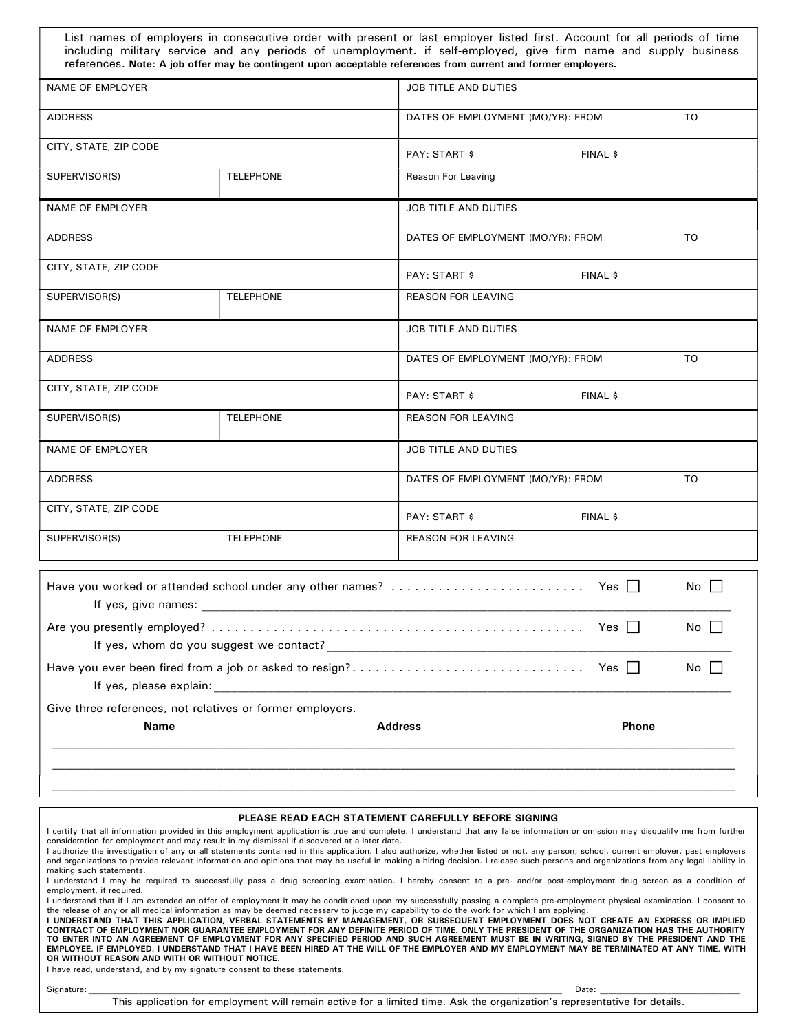List names of employers in consecutive order with present or last employer listed first. Account for all periods of time including military service and any periods of unemployment. if self-employed, give firm name and supply business references. **Note: A job offer may be contingent upon acceptable references from current and former employers.**

| | | |
|---|---|---|
| NAME OF EMPLOYER | | JOB TITLE AND DUTIES |
| ADDRESS | | DATES OF EMPLOYMENT (MO/YR): FROM TO |
| CITY, STATE, ZIP CODE | | PAY: START $ FINAL $ |
| SUPERVISOR(S) | TELEPHONE | Reason For Leaving |

| | | |
|---|---|---|
| NAME OF EMPLOYER | | JOB TITLE AND DUTIES |
| ADDRESS | | DATES OF EMPLOYMENT (MO/YR): FROM TO |
| CITY, STATE, ZIP CODE | | PAY: START $ FINAL $ |
| SUPERVISOR(S) | TELEPHONE | REASON FOR LEAVING |

| | | |
|---|---|---|
| NAME OF EMPLOYER | | JOB TITLE AND DUTIES |
| ADDRESS | | DATES OF EMPLOYMENT (MO/YR): FROM TO |
| CITY, STATE, ZIP CODE | | PAY: START $ FINAL $ |
| SUPERVISOR(S) | TELEPHONE | REASON FOR LEAVING |

| | | |
|---|---|---|
| NAME OF EMPLOYER | | JOB TITLE AND DUTIES |
| ADDRESS | | DATES OF EMPLOYMENT (MO/YR): FROM TO |
| CITY, STATE, ZIP CODE | | PAY: START $ FINAL $ |
| SUPERVISOR(S) | TELEPHONE | REASON FOR LEAVING |

Have you worked or attended school under any other names? . . . . . . . . . . . . . . . . . . . . . . . . . Yes ☐ No ☐

If yes, give names: ____________________________________________

Are you presently employed? . . . . . . . . . . . . . . . . . . . . . . . . . . . . . . . . . . . . . . . . . . . . . . Yes ☐ No ☐

If yes, whom do you suggest we contact? ____________________________________________

Have you ever been fired from a job or asked to resign? . . . . . . . . . . . . . . . . . . . . . . . . . . . . Yes ☐ No ☐

If yes, please explain: ____________________________________________

Give three references, not relatives or former employers.

| Name | Address | Phone |
|---|---|---|
| | | |
| | | |
| | | |

**PLEASE READ EACH STATEMENT CAREFULLY BEFORE SIGNING**

I certify that all information provided in this employment application is true and complete. I understand that any false information or omission may disqualify me from further consideration for employment and may result in my dismissal if discovered at a later date.

I authorize the investigation of any or all statements contained in this application. I also authorize, whether listed or not, any person, school, current employer, past employers and organizations to provide relevant information and opinions that may be useful in making a hiring decision. I release such persons and organizations from any legal liability in making such statements.

I understand I may be required to successfully pass a drug screening examination. I hereby consent to a pre- and/or post-employment drug screen as a condition of employment, if required.

I understand that if I am extended an offer of employment it may be conditioned upon my successfully passing a complete pre-employment physical examination. I consent to the release of any or all medical information as may be deemed necessary to judge my capability to do the work for which I am applying.

**I UNDERSTAND THAT THIS APPLICATION, VERBAL STATEMENTS BY MANAGEMENT, OR SUBSEQUENT EMPLOYMENT DOES NOT CREATE AN EXPRESS OR IMPLIED CONTRACT OF EMPLOYMENT NOR GUARANTEE EMPLOYMENT FOR ANY DEFINITE PERIOD OF TIME. ONLY THE PRESIDENT OF THE ORGANIZATION HAS THE AUTHORITY TO ENTER INTO AN AGREEMENT OF EMPLOYMENT FOR ANY SPECIFIED PERIOD AND SUCH AGREEMENT MUST BE IN WRITING, SIGNED BY THE PRESIDENT AND THE EMPLOYEE. IF EMPLOYED, I UNDERSTAND THAT I HAVE BEEN HIRED AT THE WILL OF THE EMPLOYER AND MY EMPLOYMENT MAY BE TERMINATED AT ANY TIME, WITH OR WITHOUT REASON AND WITH OR WITHOUT NOTICE.**

I have read, understand, and by my signature consent to these statements.

Signature: ____________________________________________ Date: ____________________

This application for employment will remain active for a limited time. Ask the organization's representative for details.